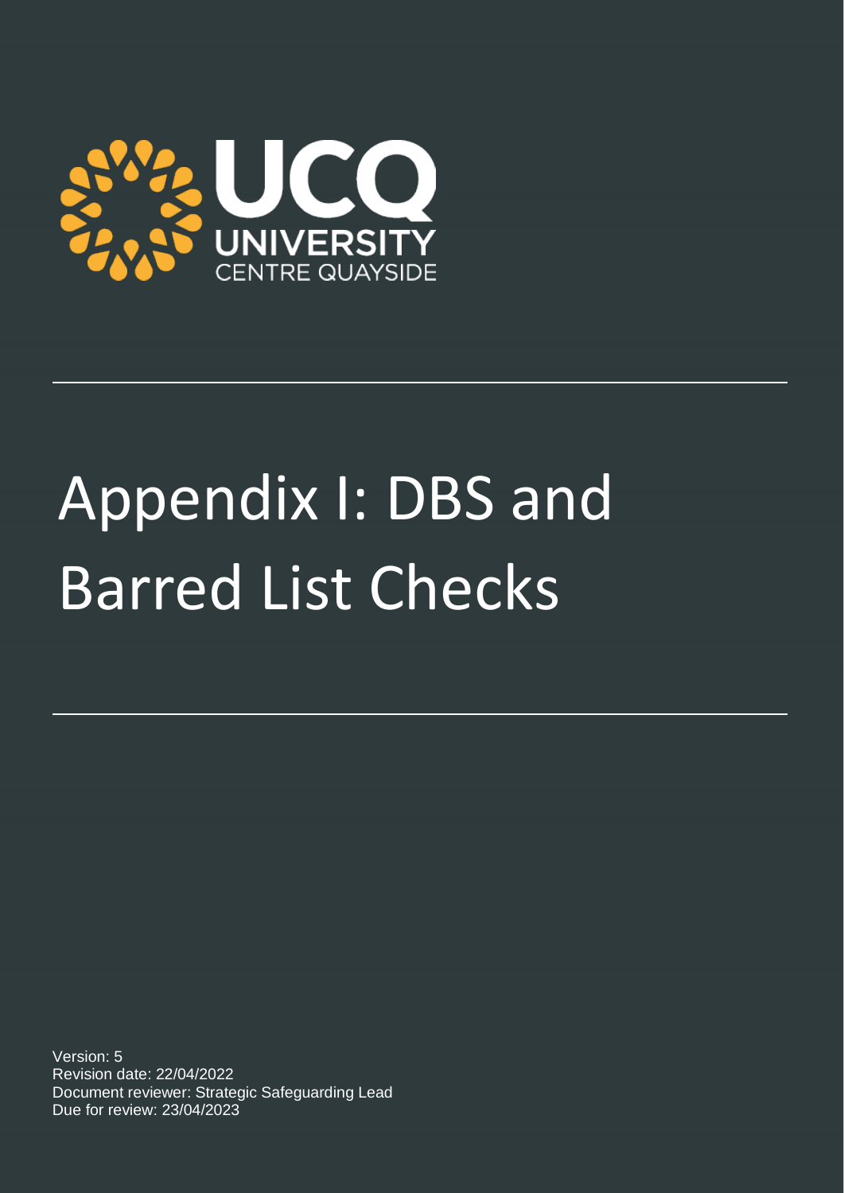UCQ

UNIVERSITY

CENTRE QUAYSIDE

# Appendix I: DBS and Barred List Checks

Version: 5

Revision date: 22/04/2022

Document reviewer: Strategic Safeguarding Lead

Due for review: 23/04/2023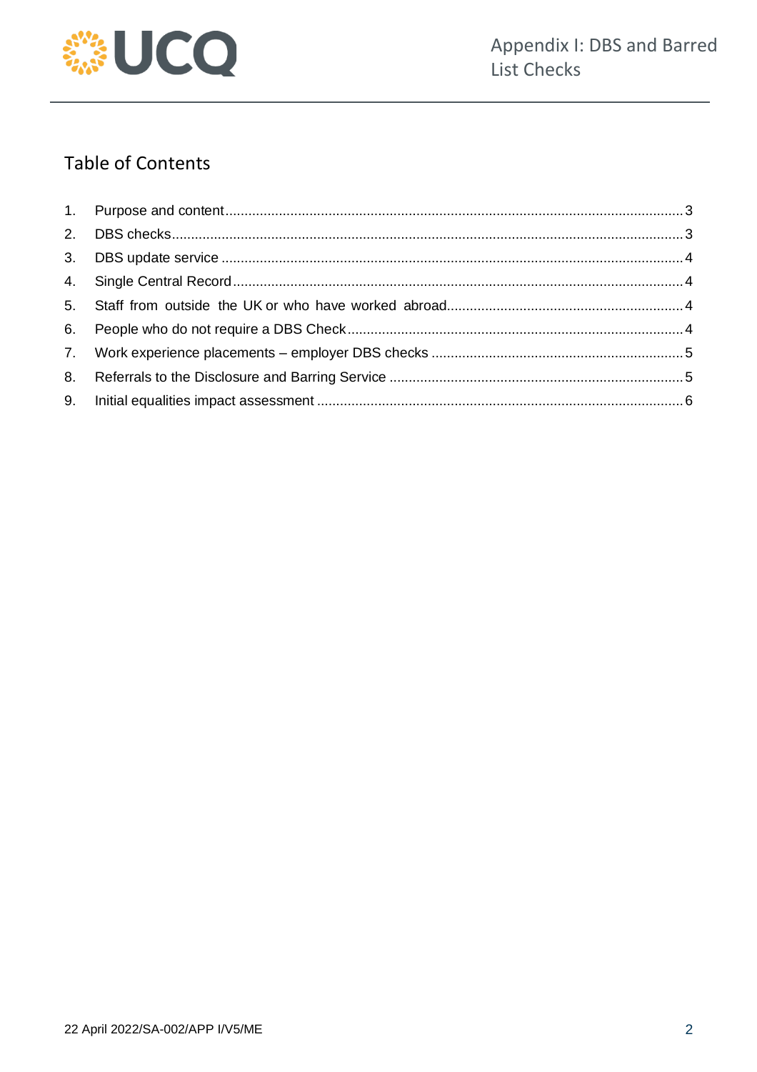## Table of Contents

1. Purpose and content ........ 3
2. DBS checks ........ 3
3. DBS update service ........ 4
4. Single Central Record ........ 4
5. Staff from outside the UK or who have worked abroad ........ 4
6. People who do not require a DBS Check ........ 4
7. Work experience placements – employer DBS checks ........ 5
8. Referrals to the Disclosure and Barring Service ........ 5
9. Initial equalities impact assessment ........ 6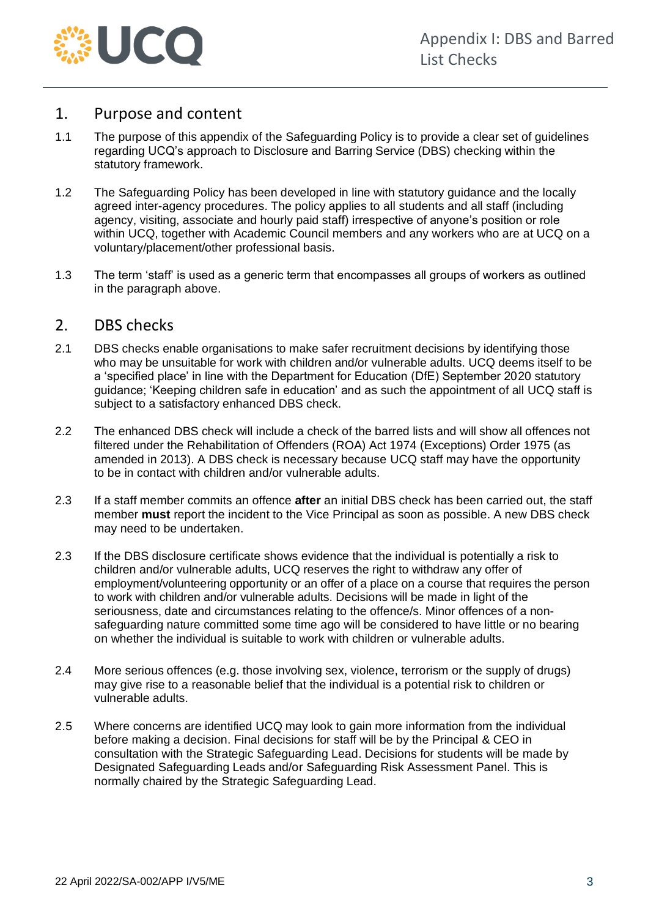## 1. Purpose and content

1.1 The purpose of this appendix of the Safeguarding Policy is to provide a clear set of guidelines regarding UCQ's approach to Disclosure and Barring Service (DBS) checking within the statutory framework.

1.2 The Safeguarding Policy has been developed in line with statutory guidance and the locally agreed inter-agency procedures. The policy applies to all students and all staff (including agency, visiting, associate and hourly paid staff) irrespective of anyone's position or role within UCQ, together with Academic Council members and any workers who are at UCQ on a voluntary/placement/other professional basis.

1.3 The term 'staff' is used as a generic term that encompasses all groups of workers as outlined in the paragraph above.

## 2. DBS checks

2.1 DBS checks enable organisations to make safer recruitment decisions by identifying those who may be unsuitable for work with children and/or vulnerable adults. UCQ deems itself to be a 'specified place' in line with the Department for Education (DfE) September 2020 statutory guidance; 'Keeping children safe in education' and as such the appointment of all UCQ staff is subject to a satisfactory enhanced DBS check.

2.2 The enhanced DBS check will include a check of the barred lists and will show all offences not filtered under the Rehabilitation of Offenders (ROA) Act 1974 (Exceptions) Order 1975 (as amended in 2013). A DBS check is necessary because UCQ staff may have the opportunity to be in contact with children and/or vulnerable adults.

2.3 If a staff member commits an offence **after** an initial DBS check has been carried out, the staff member **must** report the incident to the Vice Principal as soon as possible. A new DBS check may need to be undertaken.

2.3 If the DBS disclosure certificate shows evidence that the individual is potentially a risk to children and/or vulnerable adults, UCQ reserves the right to withdraw any offer of employment/volunteering opportunity or an offer of a place on a course that requires the person to work with children and/or vulnerable adults. Decisions will be made in light of the seriousness, date and circumstances relating to the offence/s. Minor offences of a non-safeguarding nature committed some time ago will be considered to have little or no bearing on whether the individual is suitable to work with children or vulnerable adults.

2.4 More serious offences (e.g. those involving sex, violence, terrorism or the supply of drugs) may give rise to a reasonable belief that the individual is a potential risk to children or vulnerable adults.

2.5 Where concerns are identified UCQ may look to gain more information from the individual before making a decision. Final decisions for staff will be by the Principal & CEO in consultation with the Strategic Safeguarding Lead. Decisions for students will be made by Designated Safeguarding Leads and/or Safeguarding Risk Assessment Panel. This is normally chaired by the Strategic Safeguarding Lead.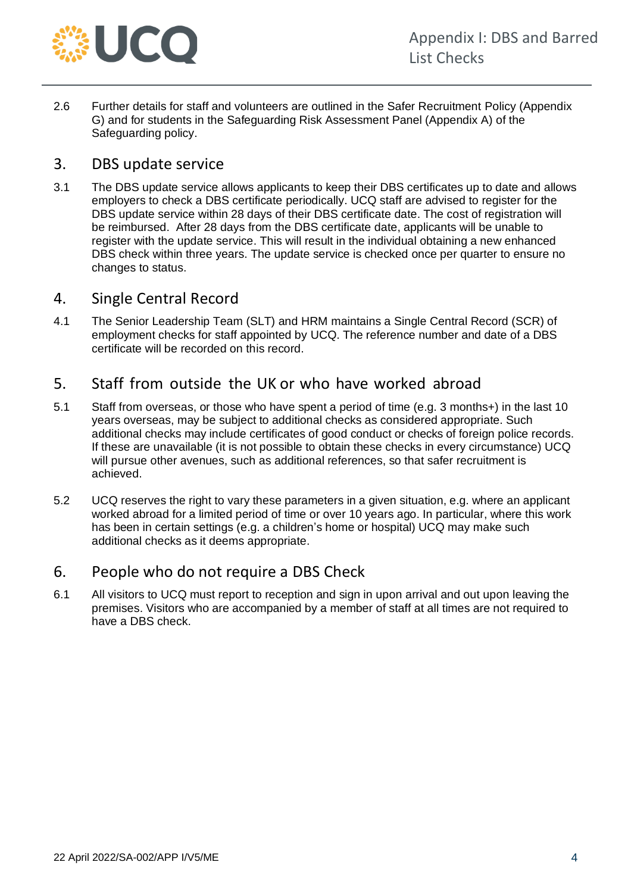2.6 Further details for staff and volunteers are outlined in the Safer Recruitment Policy (Appendix G) and for students in the Safeguarding Risk Assessment Panel (Appendix A) of the Safeguarding policy.

## 3. DBS update service

3.1 The DBS update service allows applicants to keep their DBS certificates up to date and allows employers to check a DBS certificate periodically. UCQ staff are advised to register for the DBS update service within 28 days of their DBS certificate date. The cost of registration will be reimbursed. After 28 days from the DBS certificate date, applicants will be unable to register with the update service. This will result in the individual obtaining a new enhanced DBS check within three years. The update service is checked once per quarter to ensure no changes to status.

## 4. Single Central Record

4.1 The Senior Leadership Team (SLT) and HRM maintains a Single Central Record (SCR) of employment checks for staff appointed by UCQ. The reference number and date of a DBS certificate will be recorded on this record.

## 5. Staff from outside the UK or who have worked abroad

5.1 Staff from overseas, or those who have spent a period of time (e.g. 3 months+) in the last 10 years overseas, may be subject to additional checks as considered appropriate. Such additional checks may include certificates of good conduct or checks of foreign police records. If these are unavailable (it is not possible to obtain these checks in every circumstance) UCQ will pursue other avenues, such as additional references, so that safer recruitment is achieved.

5.2 UCQ reserves the right to vary these parameters in a given situation, e.g. where an applicant worked abroad for a limited period of time or over 10 years ago. In particular, where this work has been in certain settings (e.g. a children's home or hospital) UCQ may make such additional checks as it deems appropriate.

## 6. People who do not require a DBS Check

6.1 All visitors to UCQ must report to reception and sign in upon arrival and out upon leaving the premises. Visitors who are accompanied by a member of staff at all times are not required to have a DBS check.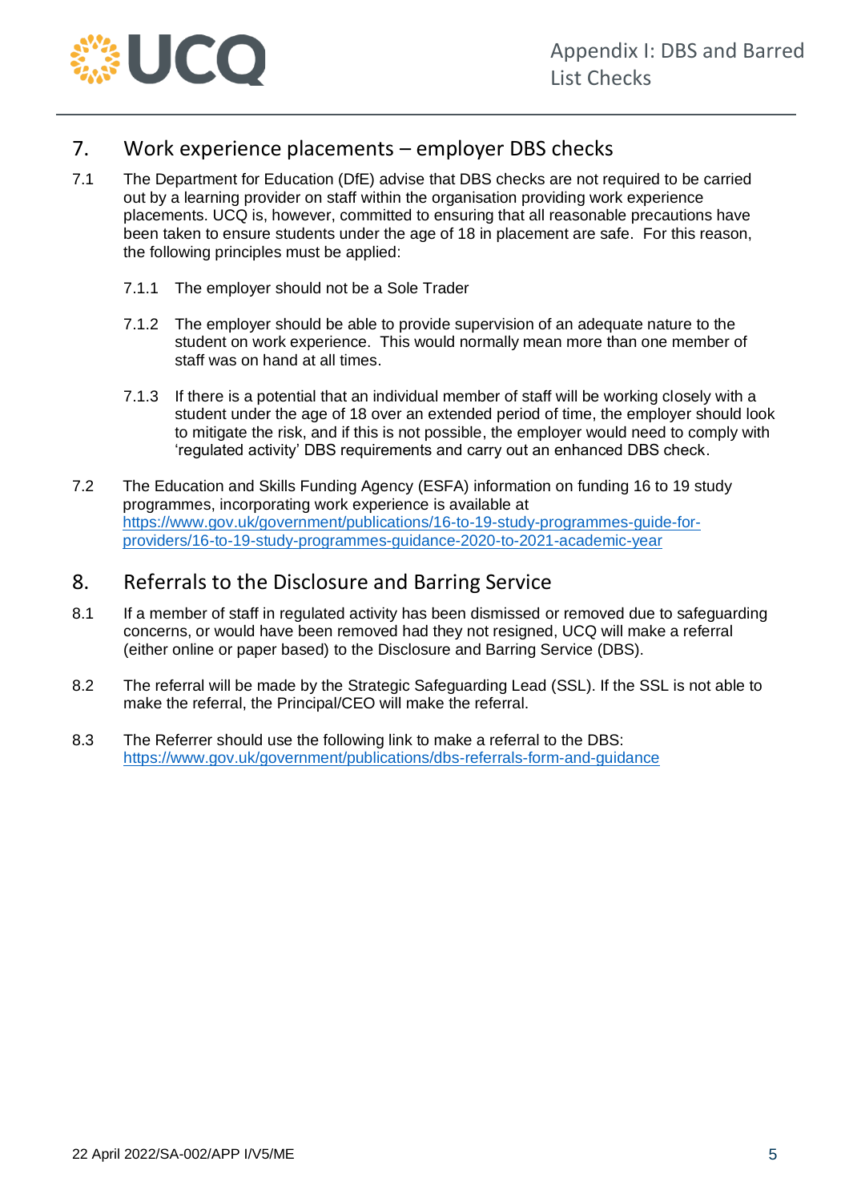## 7. Work experience placements – employer DBS checks

7.1 The Department for Education (DfE) advise that DBS checks are not required to be carried out by a learning provider on staff within the organisation providing work experience placements. UCQ is, however, committed to ensuring that all reasonable precautions have been taken to ensure students under the age of 18 in placement are safe. For this reason, the following principles must be applied:

7.1.1 The employer should not be a Sole Trader

7.1.2 The employer should be able to provide supervision of an adequate nature to the student on work experience. This would normally mean more than one member of staff was on hand at all times.

7.1.3 If there is a potential that an individual member of staff will be working closely with a student under the age of 18 over an extended period of time, the employer should look to mitigate the risk, and if this is not possible, the employer would need to comply with 'regulated activity' DBS requirements and carry out an enhanced DBS check.

7.2 The Education and Skills Funding Agency (ESFA) information on funding 16 to 19 study programmes, incorporating work experience is available at https://www.gov.uk/government/publications/16-to-19-study-programmes-guide-for-providers/16-to-19-study-programmes-guidance-2020-to-2021-academic-year

## 8. Referrals to the Disclosure and Barring Service

8.1 If a member of staff in regulated activity has been dismissed or removed due to safeguarding concerns, or would have been removed had they not resigned, UCQ will make a referral (either online or paper based) to the Disclosure and Barring Service (DBS).

8.2 The referral will be made by the Strategic Safeguarding Lead (SSL). If the SSL is not able to make the referral, the Principal/CEO will make the referral.

8.3 The Referrer should use the following link to make a referral to the DBS: https://www.gov.uk/government/publications/dbs-referrals-form-and-guidance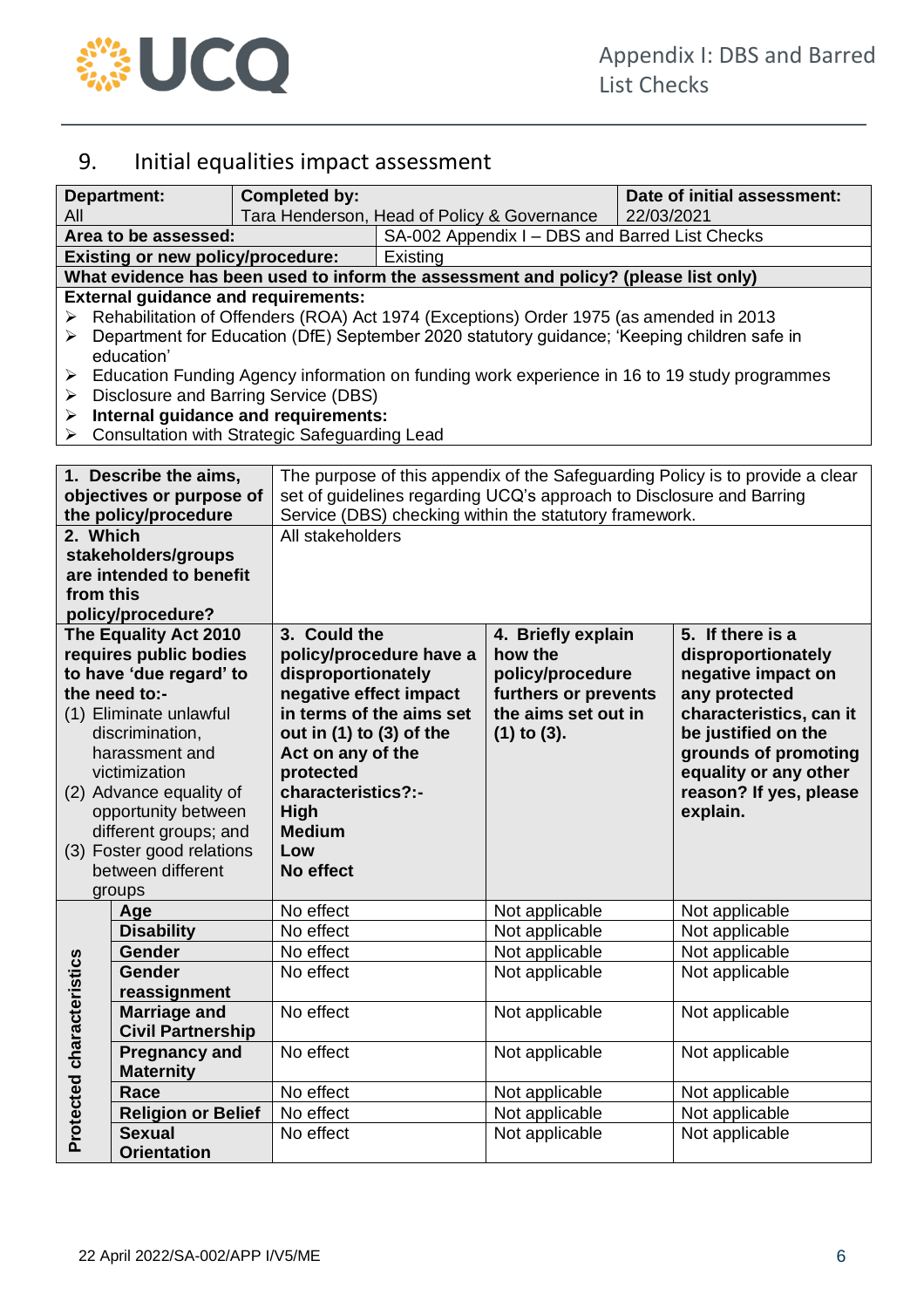## 9. Initial equalities impact assessment

| **Department:** All | **Completed by:** Tara Henderson, Head of Policy & Governance | **Date of initial assessment:** 22/03/2021 |
|---|---|---|
| **Area to be assessed:** | SA-002 Appendix I – DBS and Barred List Checks | |
| **Existing or new policy/procedure:** | Existing | |

**What evidence has been used to inform the assessment and policy? (please list only)**

**External guidance and requirements:**

- Rehabilitation of Offenders (ROA) Act 1974 (Exceptions) Order 1975 (as amended in 2013
- Department for Education (DfE) September 2020 statutory guidance; 'Keeping children safe in education'
- Education Funding Agency information on funding work experience in 16 to 19 study programmes
- Disclosure and Barring Service (DBS)
- **Internal guidance and requirements:**
- Consultation with Strategic Safeguarding Lead

| | |
|---|---|
| **1. Describe the aims, objectives or purpose of the policy/procedure** | The purpose of this appendix of the Safeguarding Policy is to provide a clear set of guidelines regarding UCQ's approach to Disclosure and Barring Service (DBS) checking within the statutory framework. |
| **2. Which stakeholders/groups are intended to benefit from this policy/procedure?** | All stakeholders |

| **The Equality Act 2010 requires public bodies to have 'due regard' to the need to:-**<br>(1) Eliminate unlawful discrimination, harassment and victimization<br>(2) Advance equality of opportunity between different groups; and<br>(3) Foster good relations between different groups | | **3. Could the policy/procedure have a disproportionately negative effect impact in terms of the aims set out in (1) to (3) of the Act on any of the protected characteristics?:-**<br>**High**<br>**Medium**<br>**Low**<br>**No effect** | **4. Briefly explain how the policy/procedure furthers or prevents the aims set out in (1) to (3).** | **5. If there is a disproportionately negative impact on any protected characteristics, can it be justified on the grounds of promoting equality or any other reason? If yes, please explain.** |
|---|---|---|---|---|
| **Protected characteristics** | **Age** | No effect | Not applicable | Not applicable |
| | **Disability** | No effect | Not applicable | Not applicable |
| | **Gender** | No effect | Not applicable | Not applicable |
| | **Gender reassignment** | No effect | Not applicable | Not applicable |
| | **Marriage and Civil Partnership** | No effect | Not applicable | Not applicable |
| | **Pregnancy and Maternity** | No effect | Not applicable | Not applicable |
| | **Race** | No effect | Not applicable | Not applicable |
| | **Religion or Belief** | No effect | Not applicable | Not applicable |
| | **Sexual Orientation** | No effect | Not applicable | Not applicable |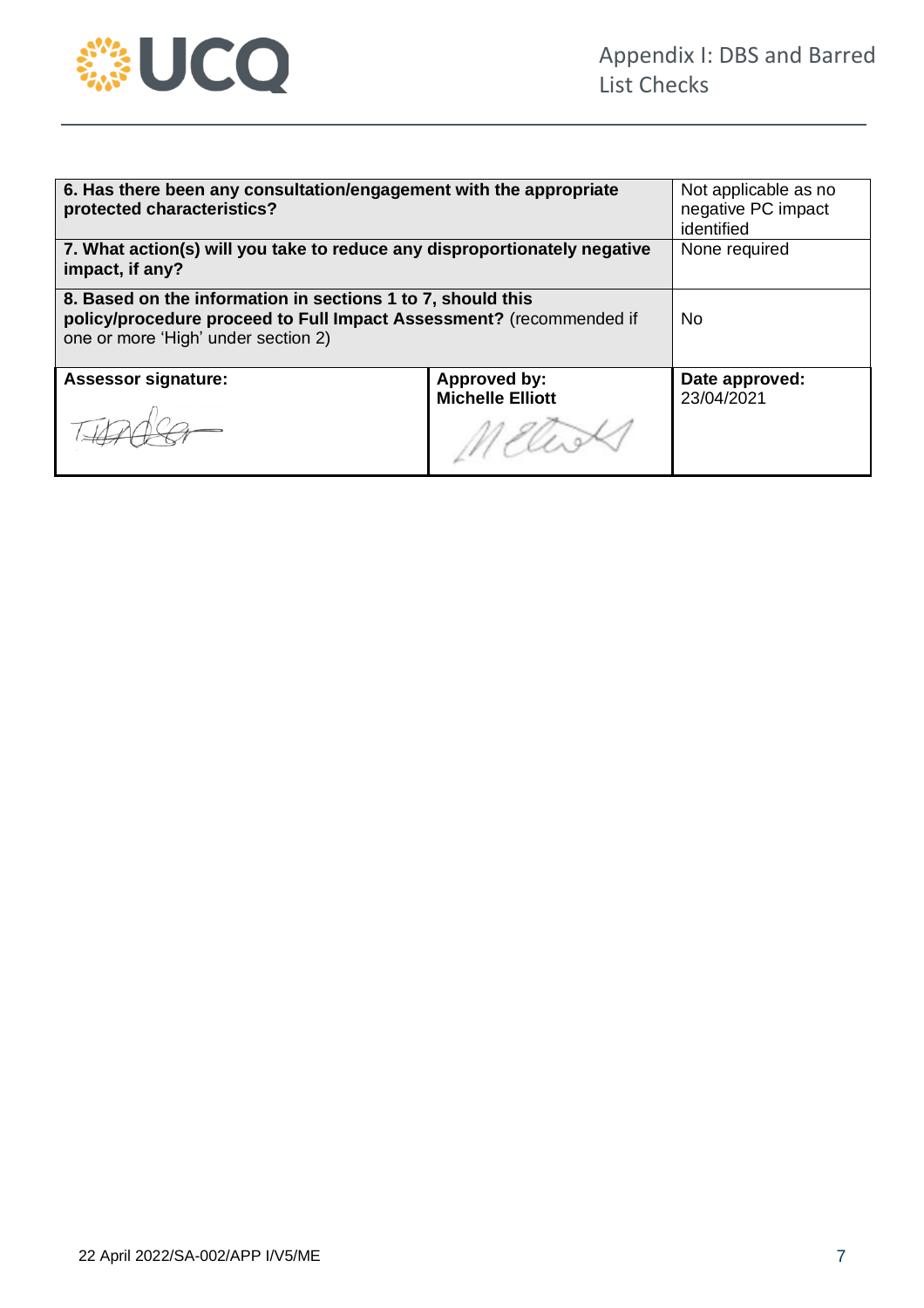| | | |
|---|---|---|
| **6. Has there been any consultation/engagement with the appropriate protected characteristics?** | | Not applicable as no negative PC impact identified |
| **7. What action(s) will you take to reduce any disproportionately negative impact, if any?** | | None required |
| **8. Based on the information in sections 1 to 7, should this policy/procedure proceed to Full Impact Assessment?** (recommended if one or more 'High' under section 2) | | No |
| **Assessor signature:** | **Approved by:** **Michelle Elliott** | **Date approved:** 23/04/2021 |